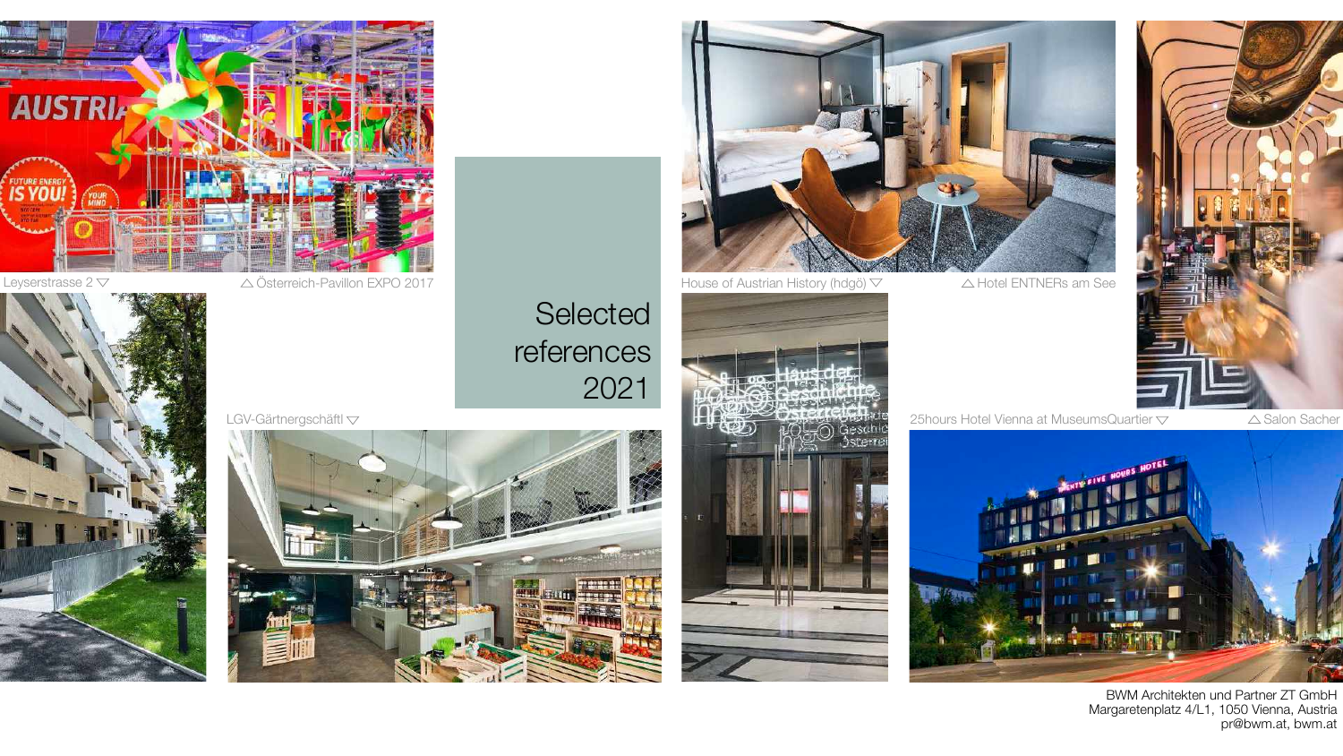# Selected references 2021

Leyserstrasse 2 ▽

△ Österreich-Pavillon EXPO 2017

LGV-Gärtnergschäftl ▽

House of Austrian History (hdgö) ▽

△ Hotel ENTNERs am See

25hours Hotel Vienna at MuseumsQuartier ▽

△ Salon Sacher

BWM Architekten und Partner ZT GmbH
Margaretenplatz 4/L1, 1050 Vienna, Austria
pr@bwm.at, bwm.at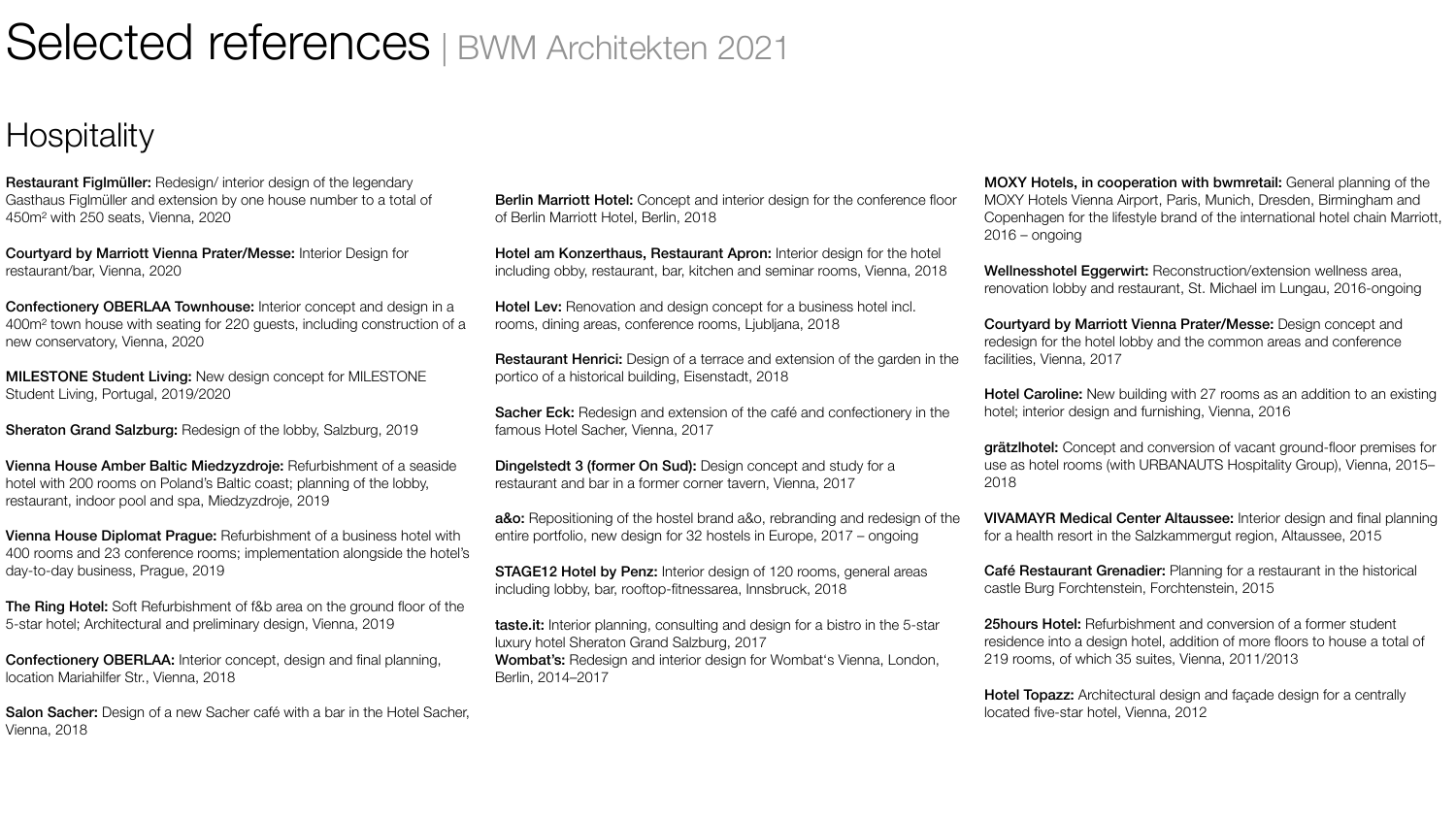# Selected references | BWM Architekten 2021

## Hospitality

**Restaurant Figlmüller:** Redesign/ interior design of the legendary Gasthaus Figlmüller and extension by one house number to a total of 450m² with 250 seats, Vienna, 2020

**Courtyard by Marriott Vienna Prater/Messe:** Interior Design for restaurant/bar, Vienna, 2020

**Confectionery OBERLAA Townhouse:** Interior concept and design in a 400m² town house with seating for 220 guests, including construction of a new conservatory, Vienna, 2020

**MILESTONE Student Living:** New design concept for MILESTONE Student Living, Portugal, 2019/2020

**Sheraton Grand Salzburg:** Redesign of the lobby, Salzburg, 2019

**Vienna House Amber Baltic Miedzyzdroje:** Refurbishment of a seaside hotel with 200 rooms on Poland's Baltic coast; planning of the lobby, restaurant, indoor pool and spa, Miedzyzdroje, 2019

**Vienna House Diplomat Prague:** Refurbishment of a business hotel with 400 rooms and 23 conference rooms; implementation alongside the hotel's day-to-day business, Prague, 2019

**The Ring Hotel:** Soft Refurbishment of f&b area on the ground floor of the 5-star hotel; Architectural and preliminary design, Vienna, 2019

**Confectionery OBERLAA:** Interior concept, design and final planning, location Mariahilfer Str., Vienna, 2018

**Salon Sacher:** Design of a new Sacher café with a bar in the Hotel Sacher, Vienna, 2018

**Berlin Marriott Hotel:** Concept and interior design for the conference floor of Berlin Marriott Hotel, Berlin, 2018

**Hotel am Konzerthaus, Restaurant Apron:** Interior design for the hotel including obby, restaurant, bar, kitchen and seminar rooms, Vienna, 2018

**Hotel Lev:** Renovation and design concept for a business hotel incl. rooms, dining areas, conference rooms, Ljubljana, 2018

**Restaurant Henrici:** Design of a terrace and extension of the garden in the portico of a historical building, Eisenstadt, 2018

**Sacher Eck:** Redesign and extension of the café and confectionery in the famous Hotel Sacher, Vienna, 2017

**Dingelstedt 3 (former On Sud):** Design concept and study for a restaurant and bar in a former corner tavern, Vienna, 2017

**a&o:** Repositioning of the hostel brand a&o, rebranding and redesign of the entire portfolio, new design for 32 hostels in Europe, 2017 – ongoing

**STAGE12 Hotel by Penz:** Interior design of 120 rooms, general areas including lobby, bar, rooftop-fitnessarea, Innsbruck, 2018

**taste.it:** Interior planning, consulting and design for a bistro in the 5-star luxury hotel Sheraton Grand Salzburg, 2017

**Wombat's:** Redesign and interior design for Wombat's Vienna, London, Berlin, 2014–2017

**MOXY Hotels, in cooperation with bwmretail:** General planning of the MOXY Hotels Vienna Airport, Paris, Munich, Dresden, Birmingham and Copenhagen for the lifestyle brand of the international hotel chain Marriott, 2016 – ongoing

**Wellnesshotel Eggerwirt:** Reconstruction/extension wellness area, renovation lobby and restaurant, St. Michael im Lungau, 2016-ongoing

**Courtyard by Marriott Vienna Prater/Messe:** Design concept and redesign for the hotel lobby and the common areas and conference facilities, Vienna, 2017

**Hotel Caroline:** New building with 27 rooms as an addition to an existing hotel; interior design and furnishing, Vienna, 2016

**grätzlhotel:** Concept and conversion of vacant ground-floor premises for use as hotel rooms (with URBANAUTS Hospitality Group), Vienna, 2015–2018

**VIVAMAYR Medical Center Altaussee:** Interior design and final planning for a health resort in the Salzkammergut region, Altaussee, 2015

**Café Restaurant Grenadier:** Planning for a restaurant in the historical castle Burg Forchtenstein, Forchtenstein, 2015

**25hours Hotel:** Refurbishment and conversion of a former student residence into a design hotel, addition of more floors to house a total of 219 rooms, of which 35 suites, Vienna, 2011/2013

**Hotel Topazz:** Architectural design and façade design for a centrally located five-star hotel, Vienna, 2012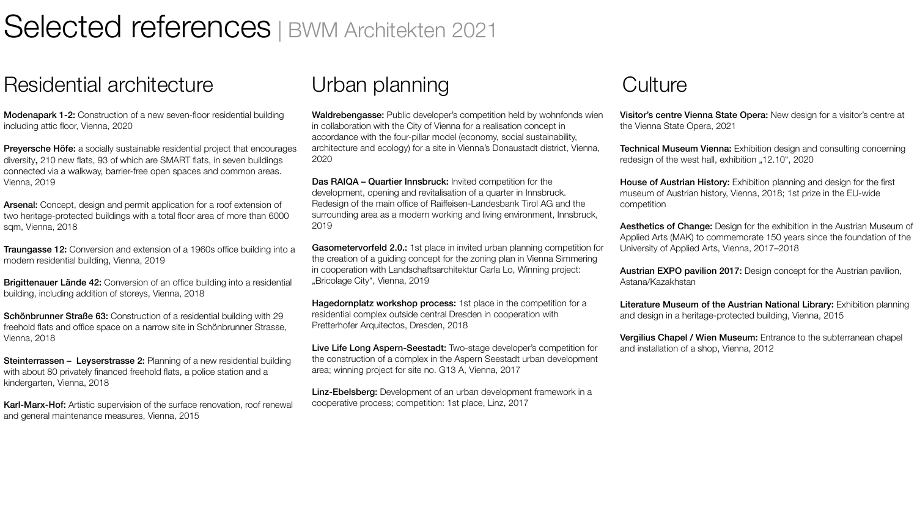# Selected references | BWM Architekten 2021

## Residential architecture

**Modenapark 1-2:** Construction of a new seven-floor residential building including attic floor, Vienna, 2020

**Preyersche Höfe:** a socially sustainable residential project that encourages diversity**,** 210 new flats, 93 of which are SMART flats, in seven buildings connected via a walkway, barrier-free open spaces and common areas. Vienna, 2019

**Arsenal:** Concept, design and permit application for a roof extension of two heritage-protected buildings with a total floor area of more than 6000 sqm, Vienna, 2018

**Traungasse 12:** Conversion and extension of a 1960s office building into a modern residential building, Vienna, 2019

**Brigittenauer Lände 42:** Conversion of an office building into a residential building, including addition of storeys, Vienna, 2018

**Schönbrunner Straße 63:** Construction of a residential building with 29 freehold flats and office space on a narrow site in Schönbrunner Strasse, Vienna, 2018

**Steinterrassen – Leyserstrasse 2:** Planning of a new residential building with about 80 privately financed freehold flats, a police station and a kindergarten, Vienna, 2018

**Karl-Marx-Hof:** Artistic supervision of the surface renovation, roof renewal and general maintenance measures, Vienna, 2015

## Urban planning

**Waldrebengasse:** Public developer's competition held by wohnfonds wien in collaboration with the City of Vienna for a realisation concept in accordance with the four-pillar model (economy, social sustainability, architecture and ecology) for a site in Vienna's Donaustadt district, Vienna, 2020

**Das RAIQA – Quartier Innsbruck:** Invited competition for the development, opening and revitalisation of a quarter in Innsbruck. Redesign of the main office of Raiffeisen-Landesbank Tirol AG and the surrounding area as a modern working and living environment, Innsbruck, 2019

**Gasometervorfeld 2.0.:** 1st place in invited urban planning competition for the creation of a guiding concept for the zoning plan in Vienna Simmering in cooperation with Landschaftsarchitektur Carla Lo, Winning project: „Bricolage City", Vienna, 2019

**Hagedornplatz workshop process:** 1st place in the competition for a residential complex outside central Dresden in cooperation with Pretterhofer Arquitectos, Dresden, 2018

**Live Life Long Aspern-Seestadt:** Two-stage developer's competition for the construction of a complex in the Aspern Seestadt urban development area; winning project for site no. G13 A, Vienna, 2017

**Linz-Ebelsberg:** Development of an urban development framework in a cooperative process; competition: 1st place, Linz, 2017

## Culture

**Visitor's centre Vienna State Opera:** New design for a visitor's centre at the Vienna State Opera, 2021

**Technical Museum Vienna:** Exhibition design and consulting concerning redesign of the west hall, exhibition „12.10", 2020

**House of Austrian History:** Exhibition planning and design for the first museum of Austrian history, Vienna, 2018; 1st prize in the EU-wide competition

**Aesthetics of Change:** Design for the exhibition in the Austrian Museum of Applied Arts (MAK) to commemorate 150 years since the foundation of the University of Applied Arts, Vienna, 2017–2018

**Austrian EXPO pavilion 2017:** Design concept for the Austrian pavilion, Astana/Kazakhstan

**Literature Museum of the Austrian National Library:** Exhibition planning and design in a heritage-protected building, Vienna, 2015

**Vergilius Chapel / Wien Museum:** Entrance to the subterranean chapel and installation of a shop, Vienna, 2012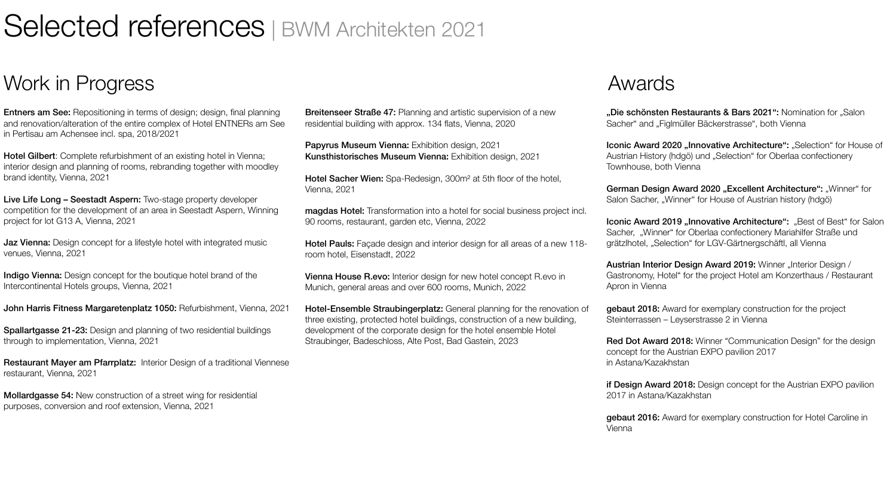# Selected references | BWM Architekten 2021

## Work in Progress

**Entners am See:** Repositioning in terms of design; design, final planning and renovation/alteration of the entire complex of Hotel ENTNERs am See in Pertisau am Achensee incl. spa, 2018/2021

**Hotel Gilbert**: Complete refurbishment of an existing hotel in Vienna; interior design and planning of rooms, rebranding together with moodley brand identity, Vienna, 2021

**Live Life Long – Seestadt Aspern:** Two-stage property developer competition for the development of an area in Seestadt Aspern, Winning project for lot G13 A, Vienna, 2021

**Jaz Vienna:** Design concept for a lifestyle hotel with integrated music venues, Vienna, 2021

**Indigo Vienna:** Design concept for the boutique hotel brand of the Intercontinental Hotels groups, Vienna, 2021

**John Harris Fitness Margaretenplatz 1050:** Refurbishment, Vienna, 2021

**Spallartgasse 21-23:** Design and planning of two residential buildings through to implementation, Vienna, 2021

**Restaurant Mayer am Pfarrplatz:** Interior Design of a traditional Viennese restaurant, Vienna, 2021

**Mollardgasse 54:** New construction of a street wing for residential purposes, conversion and roof extension, Vienna, 2021

**Breitenseer Straße 47:** Planning and artistic supervision of a new residential building with approx. 134 flats, Vienna, 2020

**Papyrus Museum Vienna:** Exhibition design, 2021
**Kunsthistorisches Museum Vienna:** Exhibition design, 2021

**Hotel Sacher Wien:** Spa-Redesign, 300m² at 5th floor of the hotel, Vienna, 2021

**magdas Hotel:** Transformation into a hotel for social business project incl. 90 rooms, restaurant, garden etc, Vienna, 2022

**Hotel Pauls:** Façade design and interior design for all areas of a new 118-room hotel, Eisenstadt, 2022

**Vienna House R.evo:** Interior design for new hotel concept R.evo in Munich, general areas and over 600 rooms, Munich, 2022

**Hotel-Ensemble Straubingerplatz:** General planning for the renovation of three existing, protected hotel buildings, construction of a new building, development of the corporate design for the hotel ensemble Hotel Straubinger, Badeschloss, Alte Post, Bad Gastein, 2023

## Awards

**„Die schönsten Restaurants & Bars 2021“:** Nomination for „Salon Sacher“ and „Figlmüller Bäckerstrasse“, both Vienna

**Iconic Award 2020 „Innovative Architecture“:** „Selection“ for House of Austrian History (hdgö) und „Selection“ for Oberlaa confectionery Townhouse, both Vienna

**German Design Award 2020 „Excellent Architecture“:** „Winner“ for Salon Sacher, „Winner“ for House of Austrian history (hdgö)

**Iconic Award 2019 „Innovative Architecture“:** „Best of Best“ for Salon Sacher, „Winner“ for Oberlaa confectionery Mariahilfer Straße und grätzlhotel, „Selection“ for LGV-Gärtnergschäftl, all Vienna

**Austrian Interior Design Award 2019:** Winner „Interior Design / Gastronomy, Hotel“ for the project Hotel am Konzerthaus / Restaurant Apron in Vienna

**gebaut 2018:** Award for exemplary construction for the project Steinterrassen – Leyserstrasse 2 in Vienna

**Red Dot Award 2018:** Winner “Communication Design” for the design concept for the Austrian EXPO pavilion 2017 in Astana/Kazakhstan

**if Design Award 2018:** Design concept for the Austrian EXPO pavilion 2017 in Astana/Kazakhstan

**gebaut 2016:** Award for exemplary construction for Hotel Caroline in Vienna